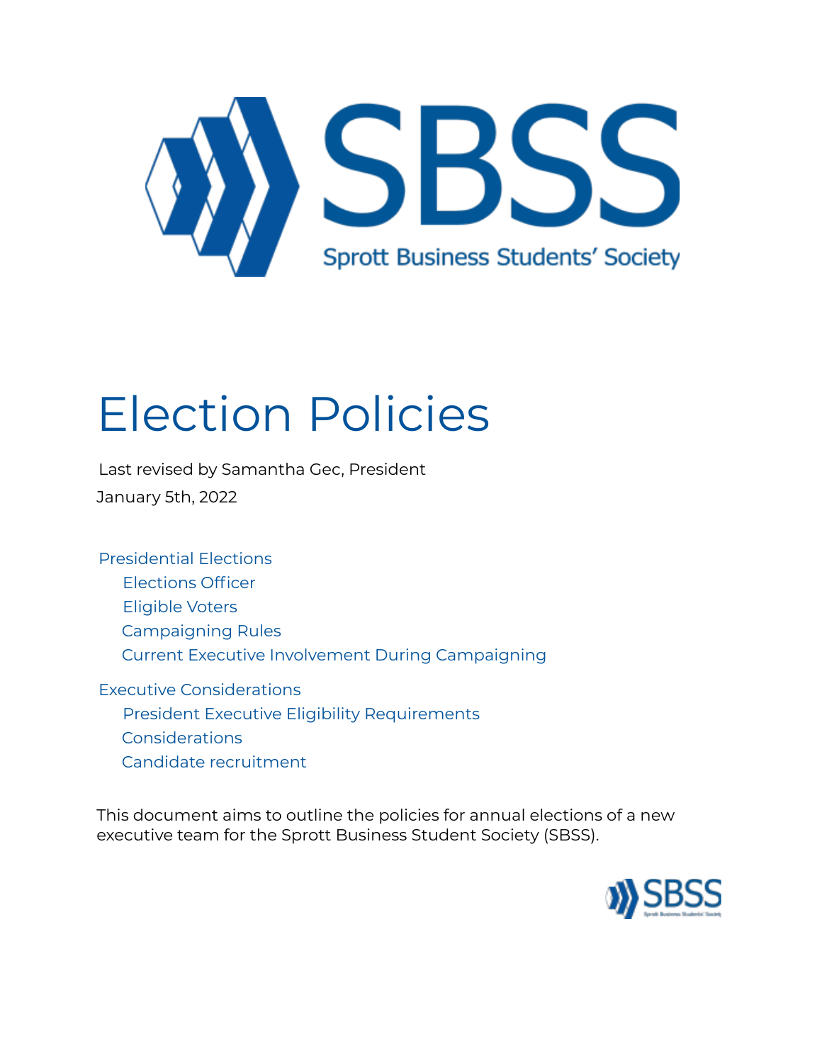SBSS

Sprott Business Students' Society

# Election Policies

Last revised by Samantha Gec, President

January 5th, 2022

- Presidential Elections
  - Elections Officer
  - Eligible Voters
  - Campaigning Rules
  - Current Executive Involvement During Campaigning
- Executive Considerations
  - President Executive Eligibility Requirements
  - Considerations
  - Candidate recruitment

This document aims to outline the policies for annual elections of a new executive team for the Sprott Business Student Society (SBSS).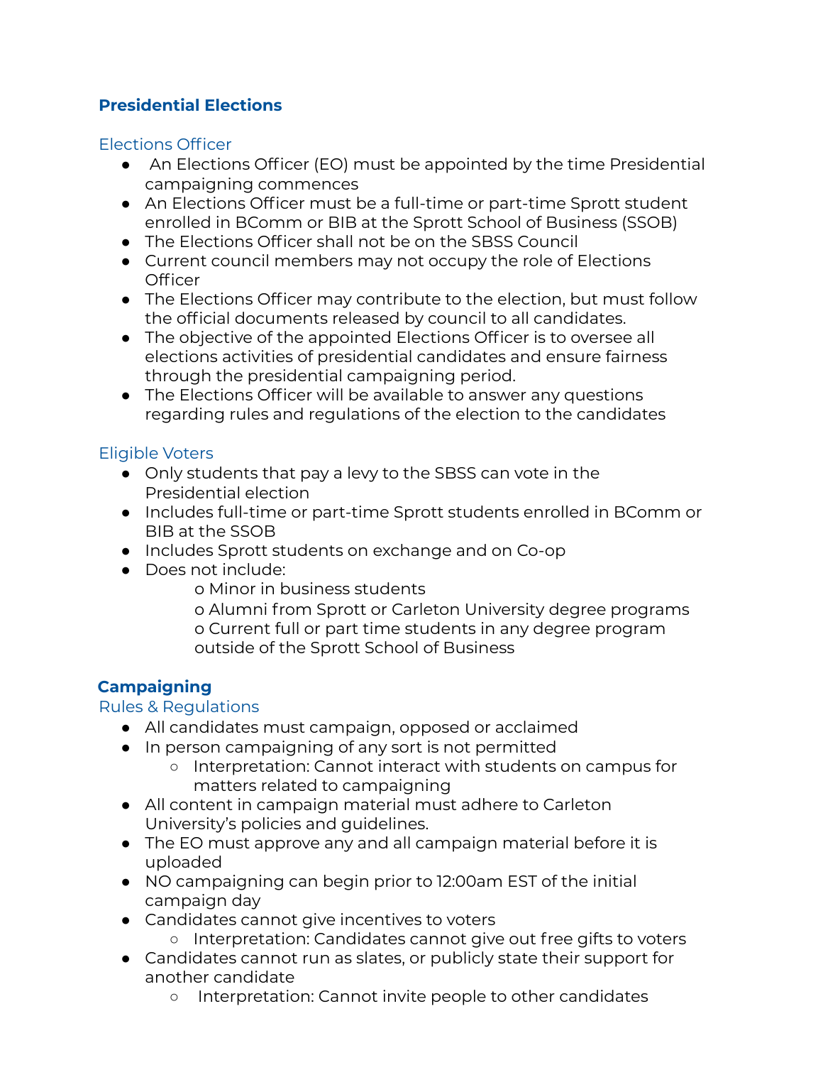## Presidential Elections

### Elections Officer

- An Elections Officer (EO) must be appointed by the time Presidential campaigning commences
- An Elections Officer must be a full-time or part-time Sprott student enrolled in BComm or BIB at the Sprott School of Business (SSOB)
- The Elections Officer shall not be on the SBSS Council
- Current council members may not occupy the role of Elections Officer
- The Elections Officer may contribute to the election, but must follow the official documents released by council to all candidates.
- The objective of the appointed Elections Officer is to oversee all elections activities of presidential candidates and ensure fairness through the presidential campaigning period.
- The Elections Officer will be available to answer any questions regarding rules and regulations of the election to the candidates

### Eligible Voters

- Only students that pay a levy to the SBSS can vote in the Presidential election
- Includes full-time or part-time Sprott students enrolled in BComm or BIB at the SSOB
- Includes Sprott students on exchange and on Co-op
- Does not include:
    - Minor in business students
    - Alumni from Sprott or Carleton University degree programs
    - Current full or part time students in any degree program outside of the Sprott School of Business

## Campaigning

### Rules & Regulations

- All candidates must campaign, opposed or acclaimed
- In person campaigning of any sort is not permitted
    - Interpretation: Cannot interact with students on campus for matters related to campaigning
- All content in campaign material must adhere to Carleton University's policies and guidelines.
- The EO must approve any and all campaign material before it is uploaded
- NO campaigning can begin prior to 12:00am EST of the initial campaign day
- Candidates cannot give incentives to voters
    - Interpretation: Candidates cannot give out free gifts to voters
- Candidates cannot run as slates, or publicly state their support for another candidate
    - Interpretation: Cannot invite people to other candidates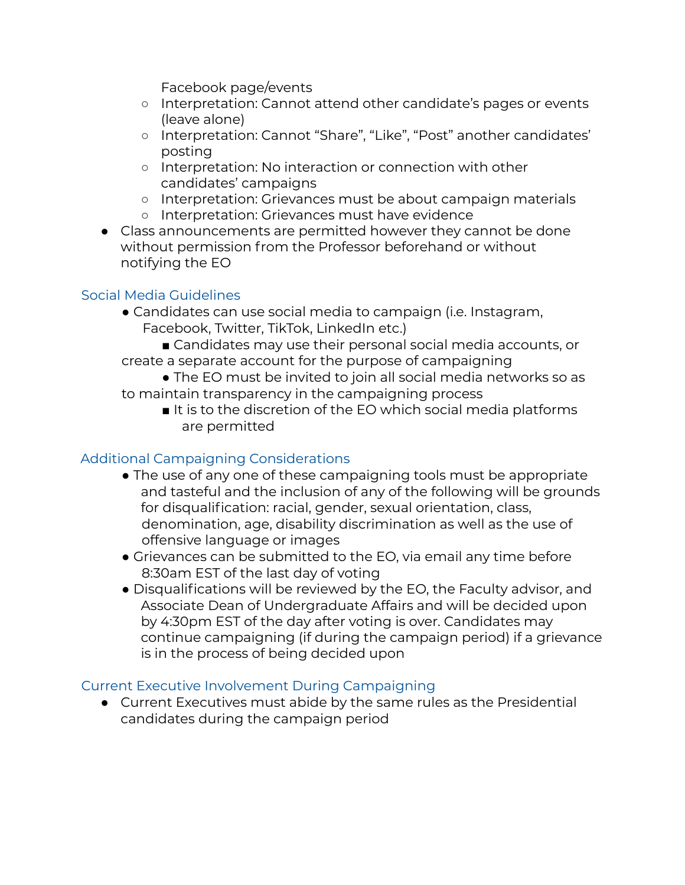Facebook page/events

  - Interpretation: Cannot attend other candidate's pages or events (leave alone)
  - Interpretation: Cannot "Share", "Like", "Post" another candidates' posting
  - Interpretation: No interaction or connection with other candidates' campaigns
  - Interpretation: Grievances must be about campaign materials
  - Interpretation: Grievances must have evidence
- Class announcements are permitted however they cannot be done without permission from the Professor beforehand or without notifying the EO

## Social Media Guidelines

- Candidates can use social media to campaign (i.e. Instagram, Facebook, Twitter, TikTok, LinkedIn etc.)
  - Candidates may use their personal social media accounts, or create a separate account for the purpose of campaigning
- The EO must be invited to join all social media networks so as to maintain transparency in the campaigning process
  - It is to the discretion of the EO which social media platforms are permitted

## Additional Campaigning Considerations

- The use of any one of these campaigning tools must be appropriate and tasteful and the inclusion of any of the following will be grounds for disqualification: racial, gender, sexual orientation, class, denomination, age, disability discrimination as well as the use of offensive language or images
- Grievances can be submitted to the EO, via email any time before 8:30am EST of the last day of voting
- Disqualifications will be reviewed by the EO, the Faculty advisor, and Associate Dean of Undergraduate Affairs and will be decided upon by 4:30pm EST of the day after voting is over. Candidates may continue campaigning (if during the campaign period) if a grievance is in the process of being decided upon

## Current Executive Involvement During Campaigning

- Current Executives must abide by the same rules as the Presidential candidates during the campaign period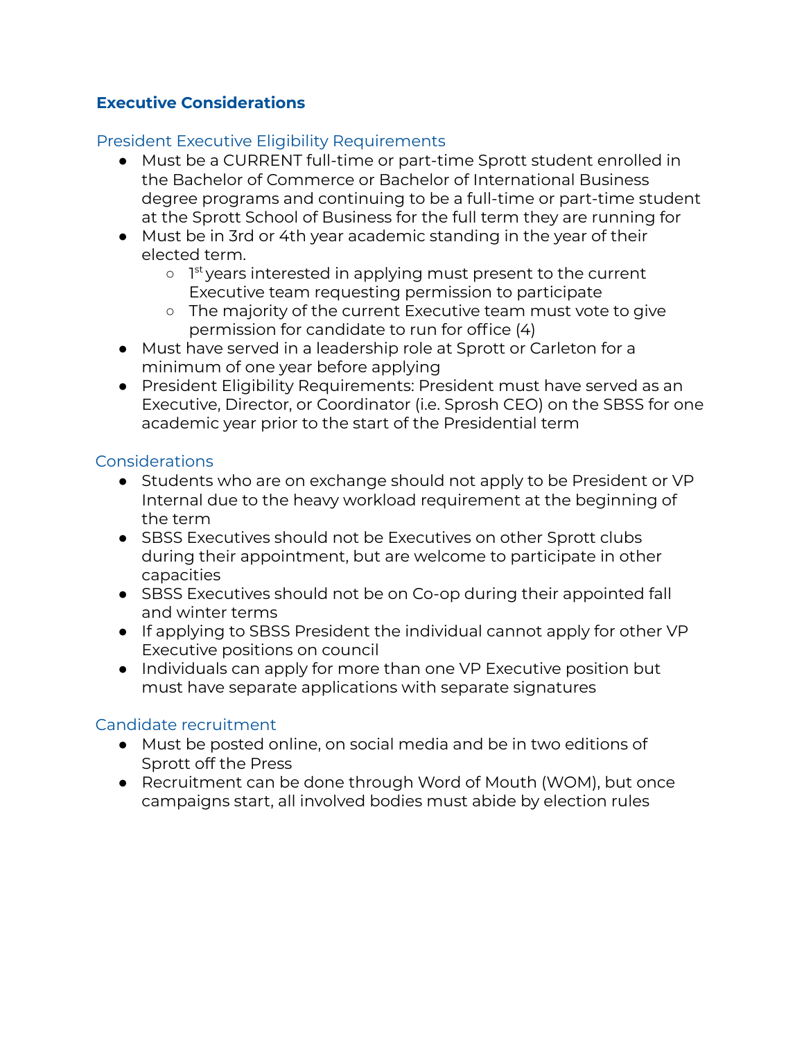## Executive Considerations

### President Executive Eligibility Requirements

- Must be a CURRENT full-time or part-time Sprott student enrolled in the Bachelor of Commerce or Bachelor of International Business degree programs and continuing to be a full-time or part-time student at the Sprott School of Business for the full term they are running for
- Must be in 3rd or 4th year academic standing in the year of their elected term.
  - 1st years interested in applying must present to the current Executive team requesting permission to participate
  - The majority of the current Executive team must vote to give permission for candidate to run for office (4)
- Must have served in a leadership role at Sprott or Carleton for a minimum of one year before applying
- President Eligibility Requirements: President must have served as an Executive, Director, or Coordinator (i.e. Sprosh CEO) on the SBSS for one academic year prior to the start of the Presidential term

### Considerations

- Students who are on exchange should not apply to be President or VP Internal due to the heavy workload requirement at the beginning of the term
- SBSS Executives should not be Executives on other Sprott clubs during their appointment, but are welcome to participate in other capacities
- SBSS Executives should not be on Co-op during their appointed fall and winter terms
- If applying to SBSS President the individual cannot apply for other VP Executive positions on council
- Individuals can apply for more than one VP Executive position but must have separate applications with separate signatures

### Candidate recruitment

- Must be posted online, on social media and be in two editions of Sprott off the Press
- Recruitment can be done through Word of Mouth (WOM), but once campaigns start, all involved bodies must abide by election rules